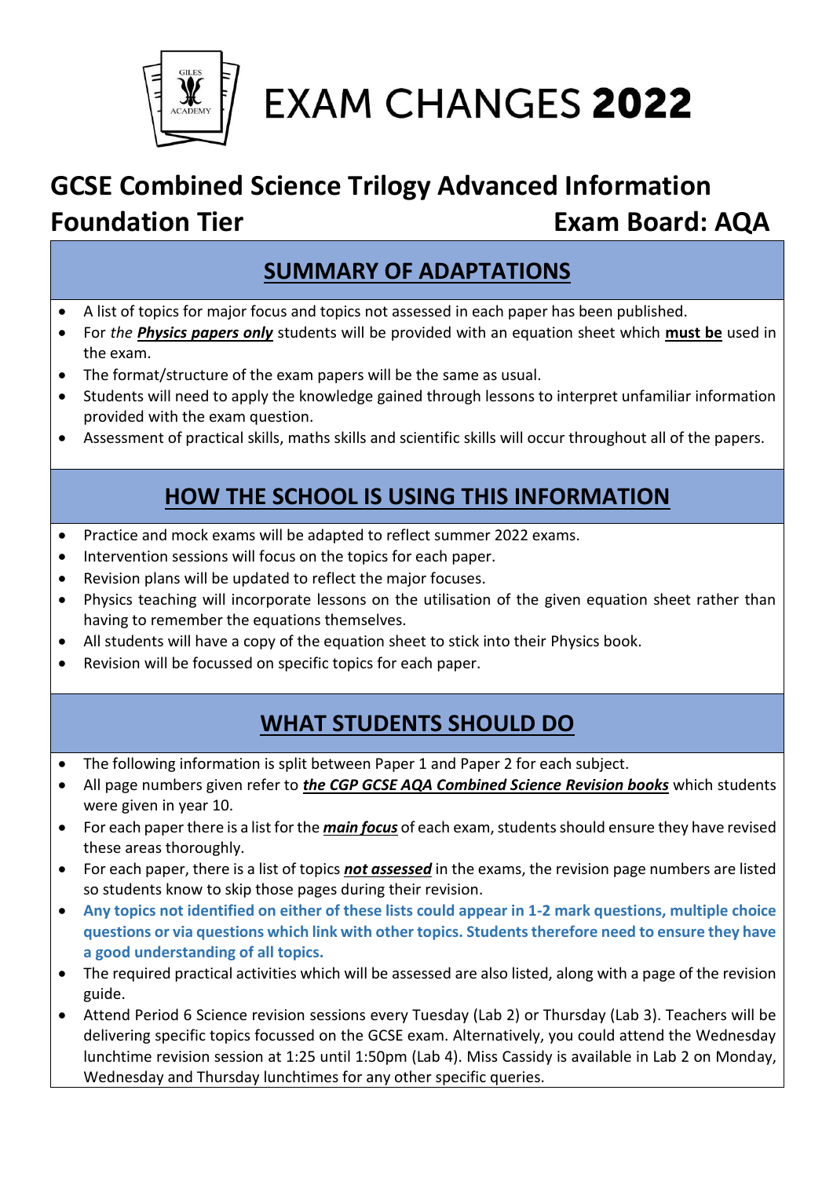# EXAM CHANGES **2022**

## GCSE Combined Science Trilogy Advanced Information
## Foundation Tier — Exam Board: AQA

### SUMMARY OF ADAPTATIONS

- A list of topics for major focus and topics not assessed in each paper has been published.
- For *the **Physics papers only*** students will be provided with an equation sheet which **must be** used in the exam.
- The format/structure of the exam papers will be the same as usual.
- Students will need to apply the knowledge gained through lessons to interpret unfamiliar information provided with the exam question.
- Assessment of practical skills, maths skills and scientific skills will occur throughout all of the papers.

### HOW THE SCHOOL IS USING THIS INFORMATION

- Practice and mock exams will be adapted to reflect summer 2022 exams.
- Intervention sessions will focus on the topics for each paper.
- Revision plans will be updated to reflect the major focuses.
- Physics teaching will incorporate lessons on the utilisation of the given equation sheet rather than having to remember the equations themselves.
- All students will have a copy of the equation sheet to stick into their Physics book.
- Revision will be focussed on specific topics for each paper.

### WHAT STUDENTS SHOULD DO

- The following information is split between Paper 1 and Paper 2 for each subject.
- All page numbers given refer to ***the CGP GCSE AQA Combined Science Revision books*** which students were given in year 10.
- For each paper there is a list for the ***main focus*** of each exam, students should ensure they have revised these areas thoroughly.
- For each paper, there is a list of topics ***not assessed*** in the exams, the revision page numbers are listed so students know to skip those pages during their revision.
- **Any topics not identified on either of these lists could appear in 1-2 mark questions, multiple choice questions or via questions which link with other topics. Students therefore need to ensure they have a good understanding of all topics.**
- The required practical activities which will be assessed are also listed, along with a page of the revision guide.
- Attend Period 6 Science revision sessions every Tuesday (Lab 2) or Thursday (Lab 3). Teachers will be delivering specific topics focussed on the GCSE exam. Alternatively, you could attend the Wednesday lunchtime revision session at 1:25 until 1:50pm (Lab 4). Miss Cassidy is available in Lab 2 on Monday, Wednesday and Thursday lunchtimes for any other specific queries.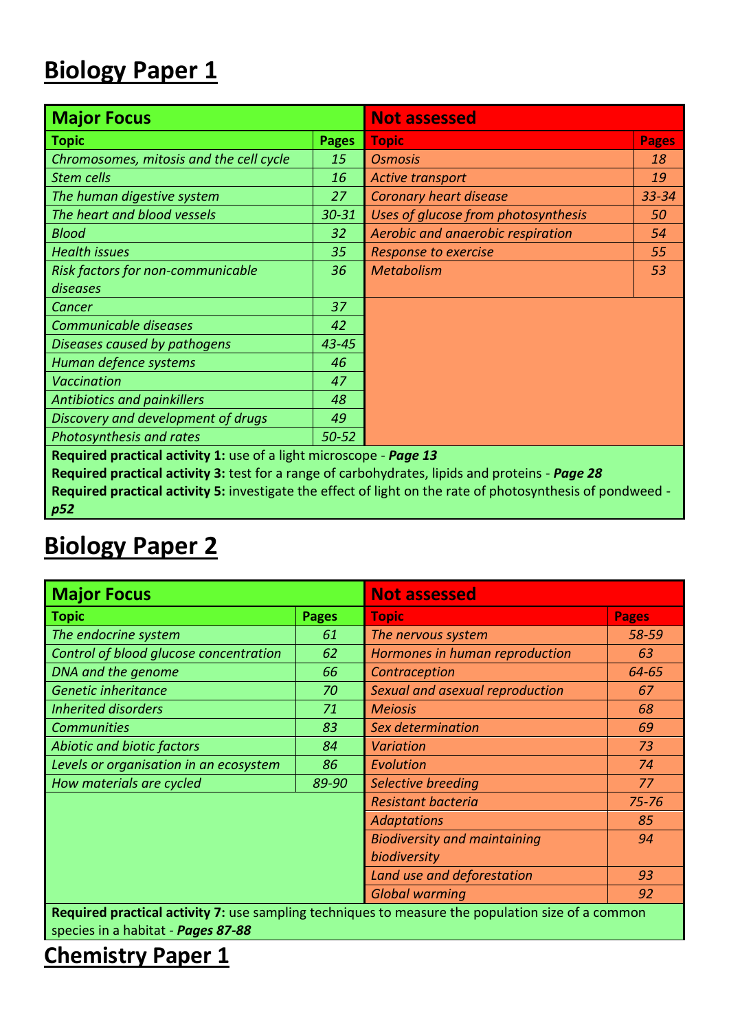# Biology Paper 1

| Major Focus | | Not assessed | |
|---|---|---|---|
| **Topic** | **Pages** | **Topic** | **Pages** |
| *Chromosomes, mitosis and the cell cycle* | *15* | *Osmosis* | *18* |
| *Stem cells* | *16* | *Active transport* | *19* |
| *The human digestive system* | *27* | *Coronary heart disease* | *33-34* |
| *The heart and blood vessels* | *30-31* | *Uses of glucose from photosynthesis* | *50* |
| *Blood* | *32* | *Aerobic and anaerobic respiration* | *54* |
| *Health issues* | *35* | *Response to exercise* | *55* |
| *Risk factors for non-communicable diseases* | *36* | *Metabolism* | *53* |
| *Cancer* | *37* | | |
| *Communicable diseases* | *42* | | |
| *Diseases caused by pathogens* | *43-45* | | |
| *Human defence systems* | *46* | | |
| *Vaccination* | *47* | | |
| *Antibiotics and painkillers* | *48* | | |
| *Discovery and development of drugs* | *49* | | |
| *Photosynthesis and rates* | *50-52* | | |

**Required practical activity 1:** use of a light microscope - ***Page 13***
**Required practical activity 3:** test for a range of carbohydrates, lipids and proteins - ***Page 28***
**Required practical activity 5:** investigate the effect of light on the rate of photosynthesis of pondweed - ***p52***

# Biology Paper 2

| Major Focus | | Not assessed | |
|---|---|---|---|
| **Topic** | **Pages** | **Topic** | **Pages** |
| *The endocrine system* | *61* | *The nervous system* | *58-59* |
| *Control of blood glucose concentration* | *62* | *Hormones in human reproduction* | *63* |
| *DNA and the genome* | *66* | *Contraception* | *64-65* |
| *Genetic inheritance* | *70* | *Sexual and asexual reproduction* | *67* |
| *Inherited disorders* | *71* | *Meiosis* | *68* |
| *Communities* | *83* | *Sex determination* | *69* |
| *Abiotic and biotic factors* | *84* | *Variation* | *73* |
| *Levels or organisation in an ecosystem* | *86* | *Evolution* | *74* |
| *How materials are cycled* | *89-90* | *Selective breeding* | *77* |
| | | *Resistant bacteria* | *75-76* |
| | | *Adaptations* | *85* |
| | | *Biodiversity and maintaining biodiversity* | *94* |
| | | *Land use and deforestation* | *93* |
| | | *Global warming* | *92* |

**Required practical activity 7:** use sampling techniques to measure the population size of a common species in a habitat - ***Pages 87-88***

# Chemistry Paper 1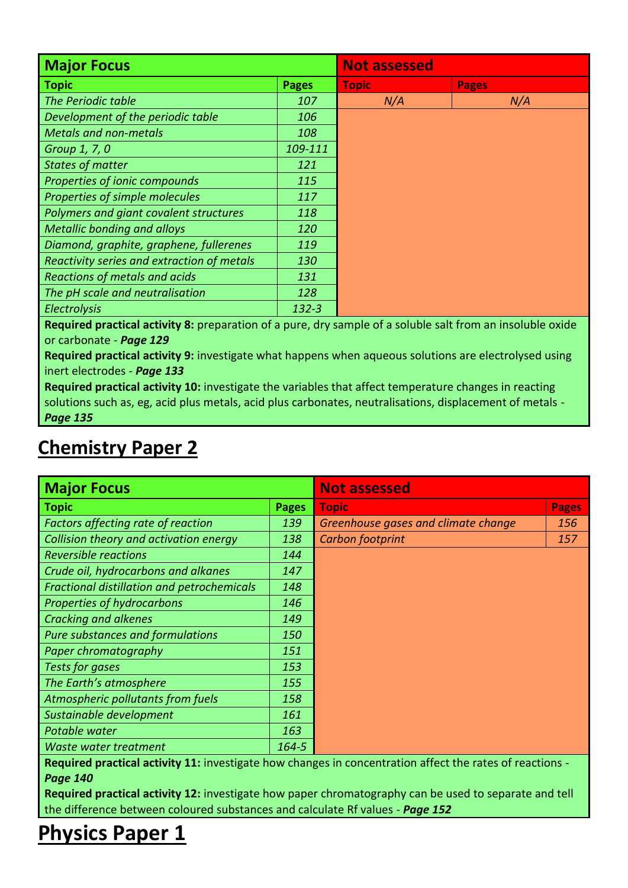| Major Focus | | Not assessed | |
|---|---|---|---|
| **Topic** | **Pages** | **Topic** | **Pages** |
| *The Periodic table* | *107* | *N/A* | *N/A* |
| *Development of the periodic table* | *106* | | |
| *Metals and non-metals* | *108* | | |
| *Group 1, 7, 0* | *109-111* | | |
| *States of matter* | *121* | | |
| *Properties of ionic compounds* | *115* | | |
| *Properties of simple molecules* | *117* | | |
| *Polymers and giant covalent structures* | *118* | | |
| *Metallic bonding and alloys* | *120* | | |
| *Diamond, graphite, graphene, fullerenes* | *119* | | |
| *Reactivity series and extraction of metals* | *130* | | |
| *Reactions of metals and acids* | *131* | | |
| *The pH scale and neutralisation* | *128* | | |
| *Electrolysis* | *132-3* | | |

**Required practical activity 8:** preparation of a pure, dry sample of a soluble salt from an insoluble oxide or carbonate - ***Page 129***

**Required practical activity 9:** investigate what happens when aqueous solutions are electrolysed using inert electrodes - ***Page 133***

**Required practical activity 10:** investigate the variables that affect temperature changes in reacting solutions such as, eg, acid plus metals, acid plus carbonates, neutralisations, displacement of metals - ***Page 135***

## Chemistry Paper 2

| Major Focus | | Not assessed | |
|---|---|---|---|
| **Topic** | **Pages** | **Topic** | **Pages** |
| *Factors affecting rate of reaction* | *139* | *Greenhouse gases and climate change* | *156* |
| *Collision theory and activation energy* | *138* | *Carbon footprint* | *157* |
| *Reversible reactions* | *144* | | |
| *Crude oil, hydrocarbons and alkanes* | *147* | | |
| *Fractional distillation and petrochemicals* | *148* | | |
| *Properties of hydrocarbons* | *146* | | |
| *Cracking and alkenes* | *149* | | |
| *Pure substances and formulations* | *150* | | |
| *Paper chromatography* | *151* | | |
| *Tests for gases* | *153* | | |
| *The Earth's atmosphere* | *155* | | |
| *Atmospheric pollutants from fuels* | *158* | | |
| *Sustainable development* | *161* | | |
| *Potable water* | *163* | | |
| *Waste water treatment* | *164-5* | | |

**Required practical activity 11:** investigate how changes in concentration affect the rates of reactions - ***Page 140***

**Required practical activity 12:** investigate how paper chromatography can be used to separate and tell the difference between coloured substances and calculate Rf values - ***Page 152***

## Physics Paper 1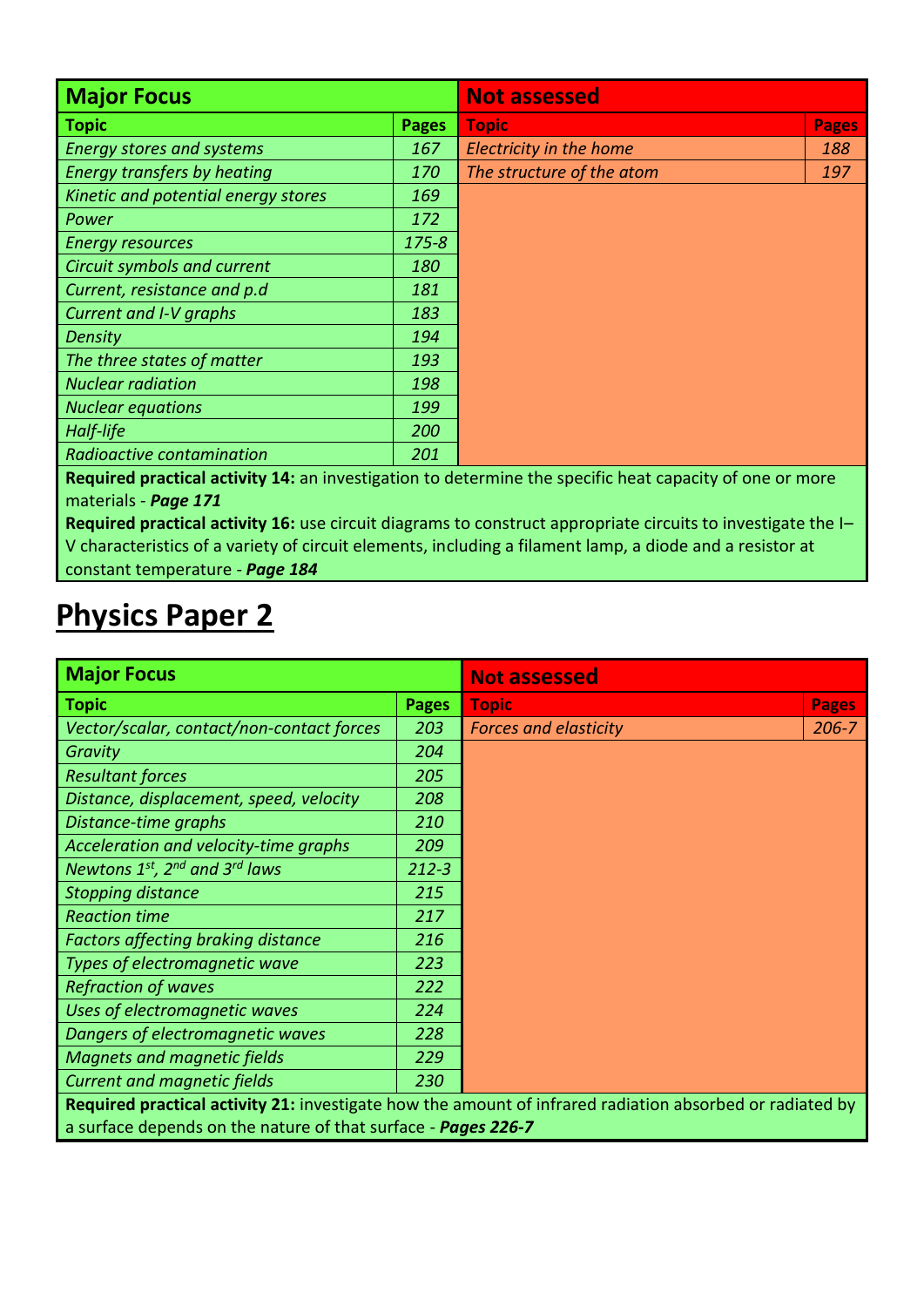| **Major Focus** | | **Not assessed** | |
|---|---|---|---|
| **Topic** | **Pages** | **Topic** | **Pages** |
| *Energy stores and systems* | *167* | *Electricity in the home* | *188* |
| *Energy transfers by heating* | *170* | *The structure of the atom* | *197* |
| *Kinetic and potential energy stores* | *169* | | |
| *Power* | *172* | | |
| *Energy resources* | *175-8* | | |
| *Circuit symbols and current* | *180* | | |
| *Current, resistance and p.d* | *181* | | |
| *Current and I-V graphs* | *183* | | |
| *Density* | *194* | | |
| *The three states of matter* | *193* | | |
| *Nuclear radiation* | *198* | | |
| *Nuclear equations* | *199* | | |
| *Half-life* | *200* | | |
| *Radioactive contamination* | *201* | | |

**Required practical activity 14:** an investigation to determine the specific heat capacity of one or more materials - ***Page 171***

**Required practical activity 16:** use circuit diagrams to construct appropriate circuits to investigate the I–V characteristics of a variety of circuit elements, including a filament lamp, a diode and a resistor at constant temperature - ***Page 184***

# Physics Paper 2

| **Major Focus** | | **Not assessed** | |
|---|---|---|---|
| **Topic** | **Pages** | **Topic** | **Pages** |
| *Vector/scalar, contact/non-contact forces* | *203* | *Forces and elasticity* | *206-7* |
| *Gravity* | *204* | | |
| *Resultant forces* | *205* | | |
| *Distance, displacement, speed, velocity* | *208* | | |
| *Distance-time graphs* | *210* | | |
| *Acceleration and velocity-time graphs* | *209* | | |
| *Newtons 1st, 2nd and 3rd laws* | *212-3* | | |
| *Stopping distance* | *215* | | |
| *Reaction time* | *217* | | |
| *Factors affecting braking distance* | *216* | | |
| *Types of electromagnetic wave* | *223* | | |
| *Refraction of waves* | *222* | | |
| *Uses of electromagnetic waves* | *224* | | |
| *Dangers of electromagnetic waves* | *228* | | |
| *Magnets and magnetic fields* | *229* | | |
| *Current and magnetic fields* | *230* | | |

**Required practical activity 21:** investigate how the amount of infrared radiation absorbed or radiated by a surface depends on the nature of that surface - ***Pages 226-7***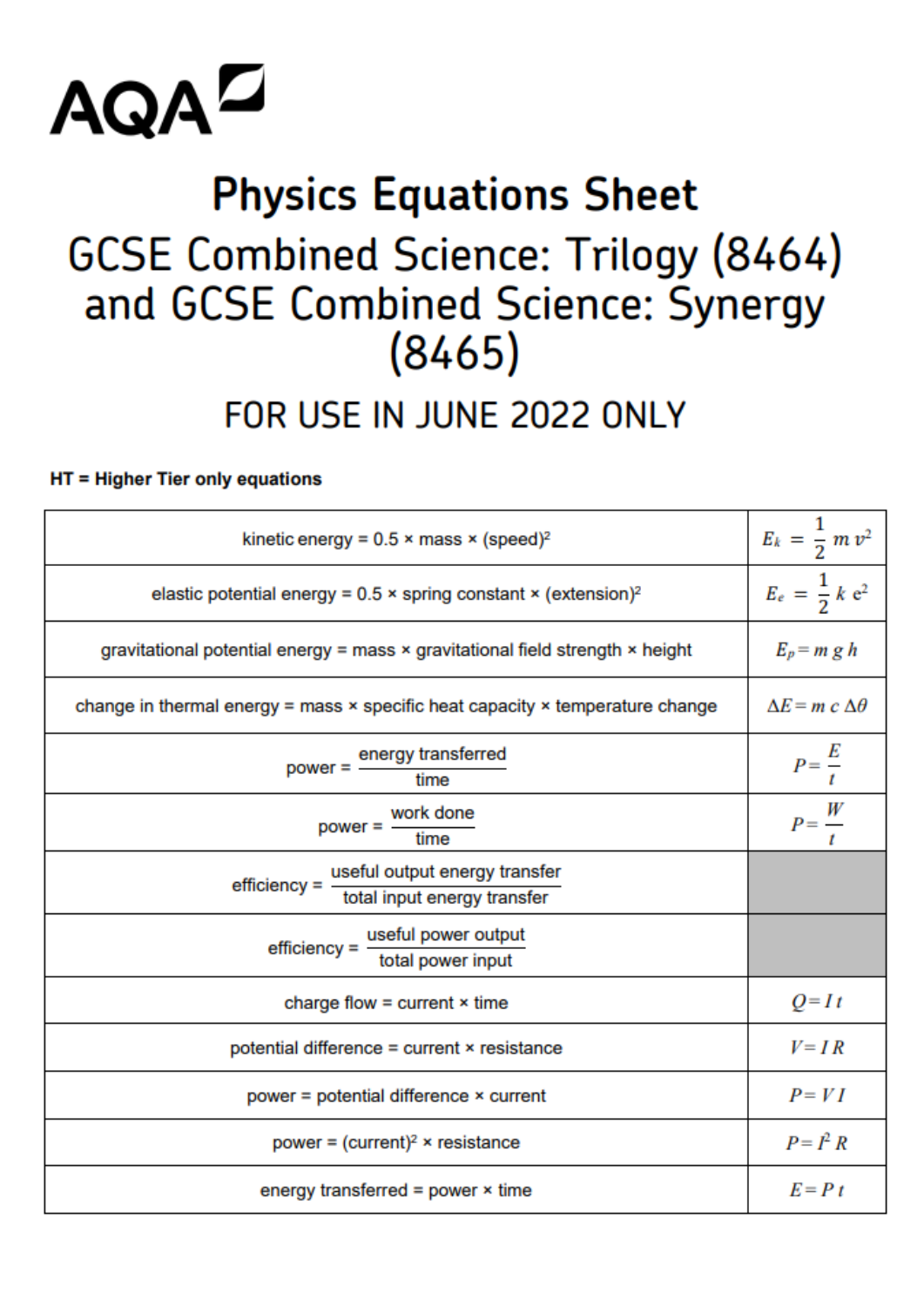AQA

# Physics Equations Sheet

## GCSE Combined Science: Trilogy (8464) and GCSE Combined Science: Synergy (8465)

### FOR USE IN JUNE 2022 ONLY

**HT = Higher Tier only equations**

| | |
|---|---|
| kinetic energy = 0.5 × mass × (speed)$^2$ | $E_k = \frac{1}{2} m v^2$ |
| elastic potential energy = 0.5 × spring constant × (extension)$^2$ | $E_e = \frac{1}{2} k e^2$ |
| gravitational potential energy = mass × gravitational field strength × height | $E_p = m g h$ |
| change in thermal energy = mass × specific heat capacity × temperature change | $\Delta E = m c \Delta\theta$ |
| power = $\frac{\text{energy transferred}}{\text{time}}$ | $P = \frac{E}{t}$ |
| power = $\frac{\text{work done}}{\text{time}}$ | $P = \frac{W}{t}$ |
| efficiency = $\frac{\text{useful output energy transfer}}{\text{total input energy transfer}}$ | |
| efficiency = $\frac{\text{useful power output}}{\text{total power input}}$ | |
| charge flow = current × time | $Q = I t$ |
| potential difference = current × resistance | $V = I R$ |
| power = potential difference × current | $P = V I$ |
| power = (current)$^2$ × resistance | $P = I^2 R$ |
| energy transferred = power × time | $E = P t$ |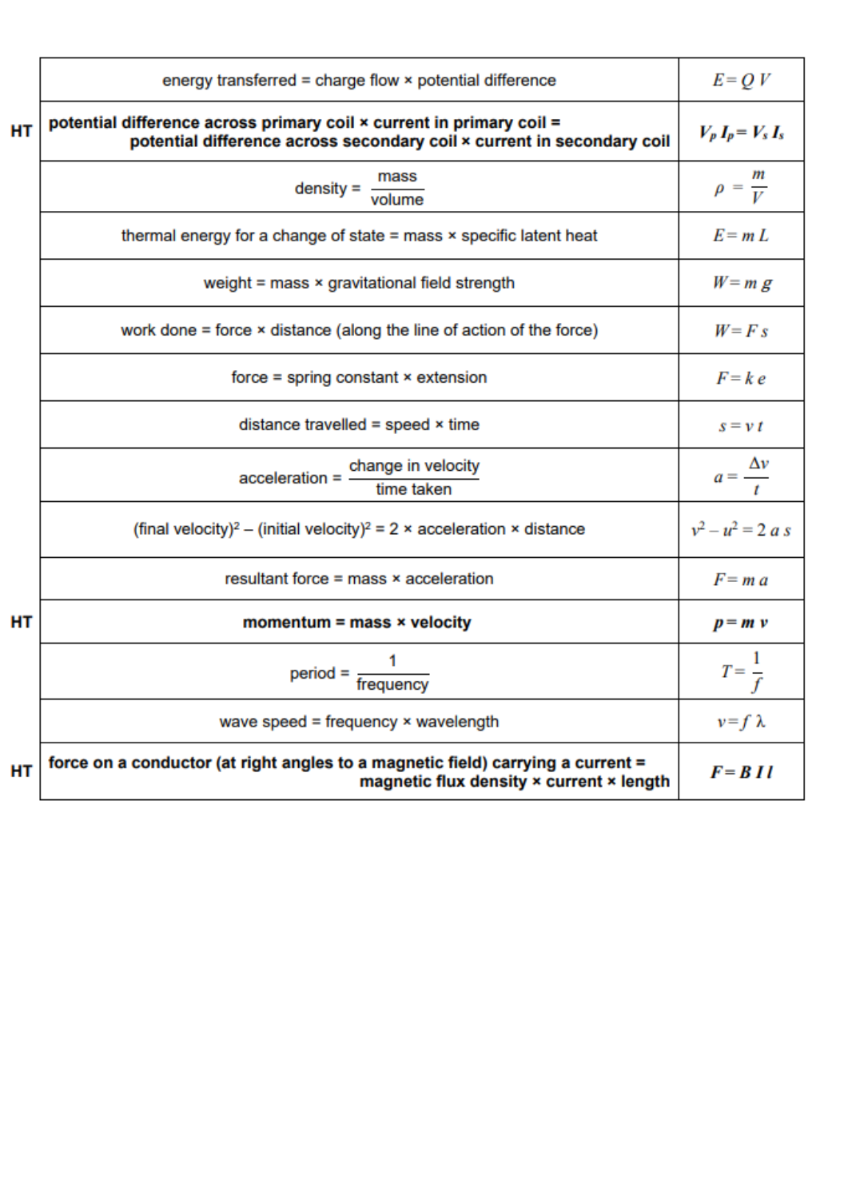| | | |
|---|---|---|
| | energy transferred = charge flow × potential difference | $E = Q\,V$ |
| HT | **potential difference across primary coil × current in primary coil = potential difference across secondary coil × current in secondary coil** | $\boldsymbol{V_p\,I_p = V_s\,I_s}$ |
| | density = $\frac{\text{mass}}{\text{volume}}$ | $\rho = \frac{m}{V}$ |
| | thermal energy for a change of state = mass × specific latent heat | $E = m\,L$ |
| | weight = mass × gravitational field strength | $W = m\,g$ |
| | work done = force × distance (along the line of action of the force) | $W = F\,s$ |
| | force = spring constant × extension | $F = k\,e$ |
| | distance travelled = speed × time | $s = v\,t$ |
| | acceleration = $\frac{\text{change in velocity}}{\text{time taken}}$ | $a = \frac{\Delta v}{t}$ |
| | (final velocity)² – (initial velocity)² = 2 × acceleration × distance | $v^2 - u^2 = 2\,a\,s$ |
| | resultant force = mass × acceleration | $F = m\,a$ |
| HT | **momentum = mass × velocity** | $\boldsymbol{p = m\,v}$ |
| | period = $\frac{1}{\text{frequency}}$ | $T = \frac{1}{f}$ |
| | wave speed = frequency × wavelength | $v = f\,\lambda$ |
| HT | **force on a conductor (at right angles to a magnetic field) carrying a current = magnetic flux density × current × length** | $\boldsymbol{F = B\,I\,l}$ |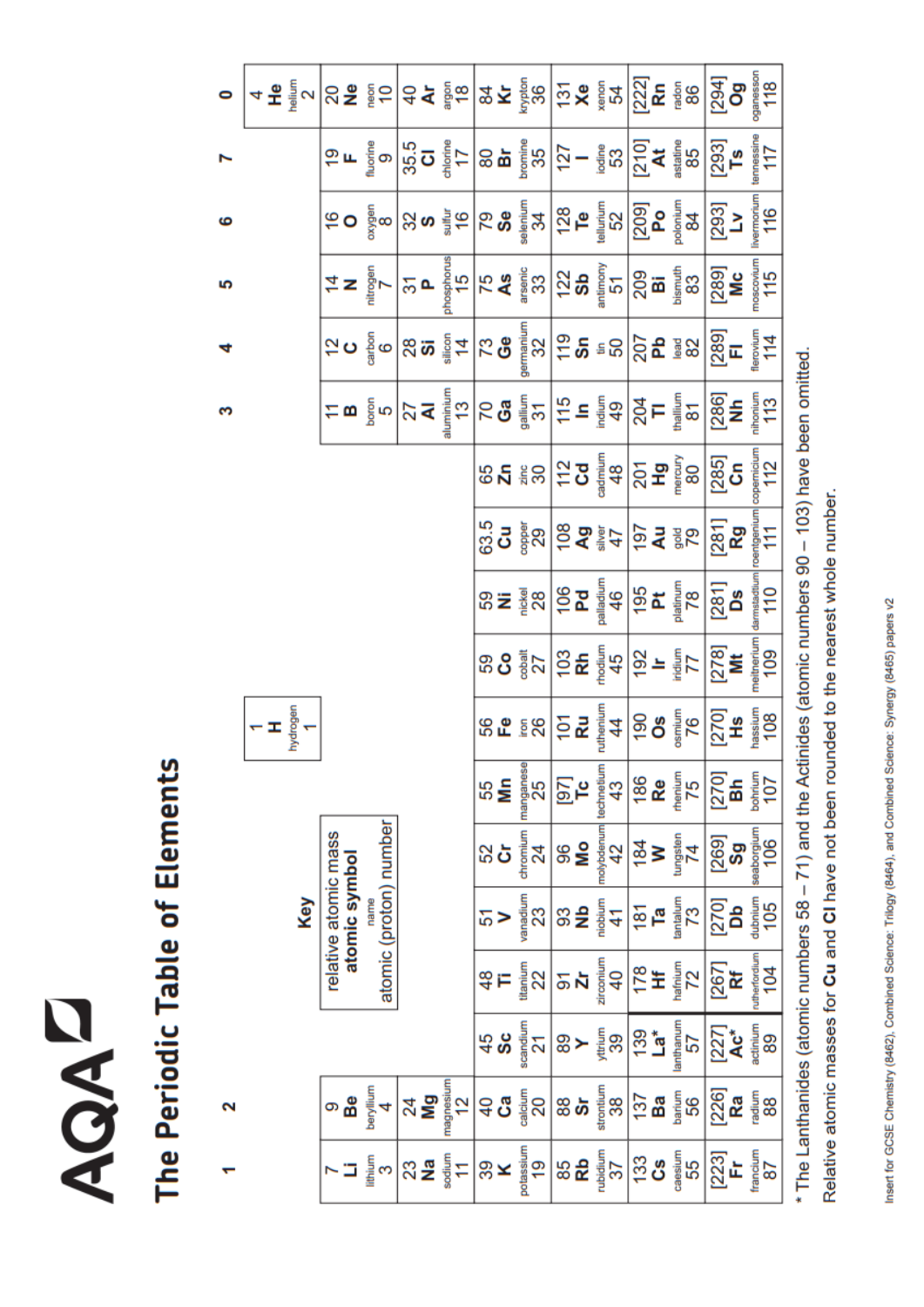# The Periodic Table of Elements

**Key**

| relative atomic mass<br>**atomic symbol**<br>name<br>atomic (proton) number |
|---|

| 1 | 2 | | | | | | | | | | | 3 | 4 | 5 | 6 | 7 | 0 |
|---|---|---|---|---|---|---|---|---|---|---|---|---|---|---|---|---|---|
| | | | | | | 1<br>**H**<br>hydrogen<br>1 | | | | | | | | | | | 4<br>**He**<br>helium<br>2 |
| 7<br>**Li**<br>lithium<br>3 | 9<br>**Be**<br>beryllium<br>4 | | | | | | | | | | | 11<br>**B**<br>boron<br>5 | 12<br>**C**<br>carbon<br>6 | 14<br>**N**<br>nitrogen<br>7 | 16<br>**O**<br>oxygen<br>8 | 19<br>**F**<br>fluorine<br>9 | 20<br>**Ne**<br>neon<br>10 |
| 23<br>**Na**<br>sodium<br>11 | 24<br>**Mg**<br>magnesium<br>12 | | | | | | | | | | | 27<br>**Al**<br>aluminium<br>13 | 28<br>**Si**<br>silicon<br>14 | 31<br>**P**<br>phosphorus<br>15 | 32<br>**S**<br>sulfur<br>16 | 35.5<br>**Cl**<br>chlorine<br>17 | 40<br>**Ar**<br>argon<br>18 |
| 39<br>**K**<br>potassium<br>19 | 40<br>**Ca**<br>calcium<br>20 | 45<br>**Sc**<br>scandium<br>21 | 48<br>**Ti**<br>titanium<br>22 | 51<br>**V**<br>vanadium<br>23 | 52<br>**Cr**<br>chromium<br>24 | 55<br>**Mn**<br>manganese<br>25 | 56<br>**Fe**<br>iron<br>26 | 59<br>**Co**<br>cobalt<br>27 | 59<br>**Ni**<br>nickel<br>28 | 63.5<br>**Cu**<br>copper<br>29 | 65<br>**Zn**<br>zinc<br>30 | 70<br>**Ga**<br>gallium<br>31 | 73<br>**Ge**<br>germanium<br>32 | 75<br>**As**<br>arsenic<br>33 | 79<br>**Se**<br>selenium<br>34 | 80<br>**Br**<br>bromine<br>35 | 84<br>**Kr**<br>krypton<br>36 |
| 85<br>**Rb**<br>rubidium<br>37 | 88<br>**Sr**<br>strontium<br>38 | 89<br>**Y**<br>yttrium<br>39 | 91<br>**Zr**<br>zirconium<br>40 | 93<br>**Nb**<br>niobium<br>41 | 96<br>**Mo**<br>molybdenum<br>42 | [97]<br>**Tc**<br>technetium<br>43 | 101<br>**Ru**<br>ruthenium<br>44 | 103<br>**Rh**<br>rhodium<br>45 | 106<br>**Pd**<br>palladium<br>46 | 108<br>**Ag**<br>silver<br>47 | 112<br>**Cd**<br>cadmium<br>48 | 115<br>**In**<br>indium<br>49 | 119<br>**Sn**<br>tin<br>50 | 122<br>**Sb**<br>antimony<br>51 | 128<br>**Te**<br>tellurium<br>52 | 127<br>**I**<br>iodine<br>53 | 131<br>**Xe**<br>xenon<br>54 |
| 133<br>**Cs**<br>caesium<br>55 | 137<br>**Ba**<br>barium<br>56 | 139<br>**La***<br>lanthanum<br>57 | 178<br>**Hf**<br>hafnium<br>72 | 181<br>**Ta**<br>tantalum<br>73 | 184<br>**W**<br>tungsten<br>74 | 186<br>**Re**<br>rhenium<br>75 | 190<br>**Os**<br>osmium<br>76 | 192<br>**Ir**<br>iridium<br>77 | 195<br>**Pt**<br>platinum<br>78 | 197<br>**Au**<br>gold<br>79 | 201<br>**Hg**<br>mercury<br>80 | 204<br>**Tl**<br>thallium<br>81 | 207<br>**Pb**<br>lead<br>82 | 209<br>**Bi**<br>bismuth<br>83 | [209]<br>**Po**<br>polonium<br>84 | [210]<br>**At**<br>astatine<br>85 | [222]<br>**Rn**<br>radon<br>86 |
| [223]<br>**Fr**<br>francium<br>87 | [226]<br>**Ra**<br>radium<br>88 | [227]<br>**Ac***<br>actinium<br>89 | [267]<br>**Rf**<br>rutherfordium<br>104 | [270]<br>**Db**<br>dubnium<br>105 | [269]<br>**Sg**<br>seaborgium<br>106 | [270]<br>**Bh**<br>bohrium<br>107 | [270]<br>**Hs**<br>hassium<br>108 | [278]<br>**Mt**<br>meitnerium<br>109 | [281]<br>**Ds**<br>darmstadtium<br>110 | [281]<br>**Rg**<br>roentgenium<br>111 | [285]<br>**Cn**<br>copernicium<br>112 | [286]<br>**Nh**<br>nihonium<br>113 | [289]<br>**Fl**<br>flerovium<br>114 | [289]<br>**Mc**<br>moscovium<br>115 | [293]<br>**Lv**<br>livermorium<br>116 | [293]<br>**Ts**<br>tennessine<br>117 | [294]<br>**Og**<br>oganesson<br>118 |

* The Lanthanides (atomic numbers 58 – 71) and the Actinides (atomic numbers 90 – 103) have been omitted.

Relative atomic masses for **Cu** and **Cl** have not been rounded to the nearest whole number.

Insert for GCSE Chemistry (8462), Combined Science: Trilogy (8464), and Combined Science: Synergy (8465) papers v2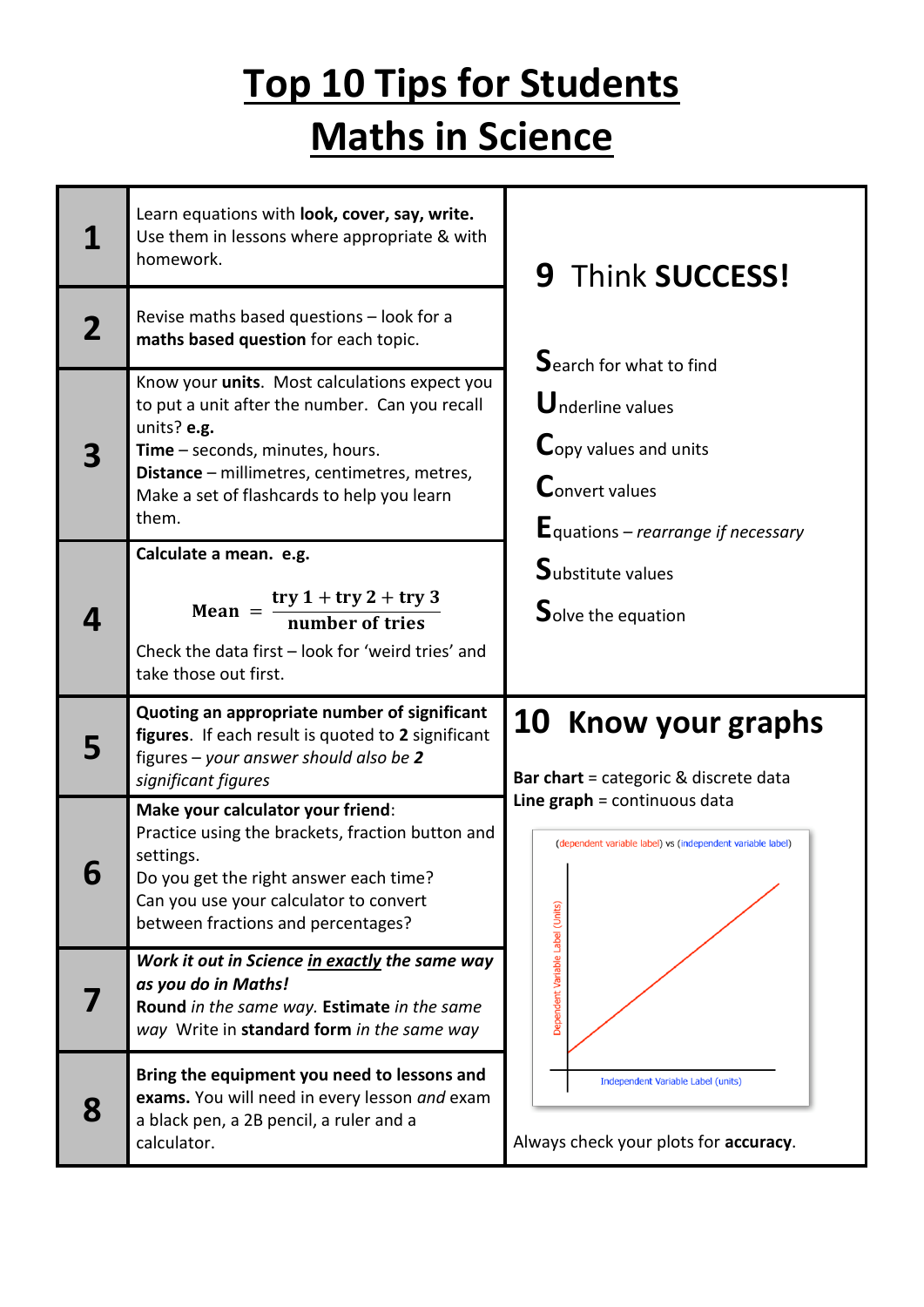# Top 10 Tips for Students
# Maths in Science

**1**

Learn equations with **look, cover, say, write.** Use them in lessons where appropriate & with homework.

**2**

Revise maths based questions – look for a **maths based question** for each topic.

**3**

Know your **units**. Most calculations expect you to put a unit after the number. Can you recall units? **e.g.**
**Time** – seconds, minutes, hours.
**Distance** – millimetres, centimetres, metres,
Make a set of flashcards to help you learn them.

**4**

**Calculate a mean. e.g.**

$$\textbf{Mean} = \frac{\textbf{try 1} + \textbf{try 2} + \textbf{try 3}}{\textbf{number of tries}}$$

Check the data first – look for 'weird tries' and take those out first.

**5**

**Quoting an appropriate number of significant figures**. If each result is quoted to **2** significant figures – *your answer should also be **2** significant figures*

**6**

**Make your calculator your friend**:
Practice using the brackets, fraction button and settings.
Do you get the right answer each time?
Can you use your calculator to convert between fractions and percentages?

**7**

***Work it out in Science in exactly the same way as you do in Maths!***
**Round** *in the same way.* **Estimate** *in the same way* Write in **standard form** *in the same way*

**8**

**Bring the equipment you need to lessons and exams.** You will need in every lesson *and* exam a black pen, a 2B pencil, a ruler and a calculator.

## 9 Think SUCCESS!

**S**earch for what to find
**U**nderline values
**C**opy values and units
**C**onvert values
**E**quations – *rearrange if necessary*
**S**ubstitute values
**S**olve the equation

## 10 Know your graphs

**Bar chart** = categoric & discrete data
**Line graph** = continuous data

(dependent variable label) vs (independent variable label)
Dependent Variable Label (Units)
Independent Variable Label (units)

Always check your plots for **accuracy**.